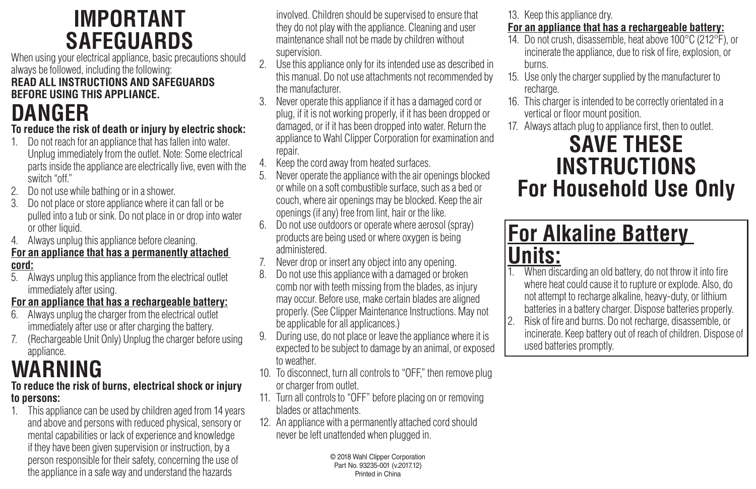# IMPORTANT SAFEGUARDS

When using your electrical appliance, basic precautions should always be followed, including the following:

**READ ALL INSTRUCTIONS AND SAFEGUARDS BEFORE USING THIS APPLIANCE.**

# DANGER

**To reduce the risk of death or injury by electric shock:**

1. Do not reach for an appliance that has fallen into water. Unplug immediately from the outlet. Note: Some electrical parts inside the appliance are electrically live, even with the switch "off."
2. Do not use while bathing or in a shower.
3. Do not place or store appliance where it can fall or be pulled into a tub or sink. Do not place in or drop into water or other liquid.
4. Always unplug this appliance before cleaning.

**For an appliance that has a permanently attached cord:**

5. Always unplug this appliance from the electrical outlet immediately after using.

**For an appliance that has a rechargeable battery:**

6. Always unplug the charger from the electrical outlet immediately after use or after charging the battery.
7. (Rechargeable Unit Only) Unplug the charger before using appliance.

# WARNING

**To reduce the risk of burns, electrical shock or injury to persons:**

1. This appliance can be used by children aged from 14 years and above and persons with reduced physical, sensory or mental capabilities or lack of experience and knowledge if they have been given supervision or instruction, by a person responsible for their safety, concerning the use of the appliance in a safe way and understand the hazards involved. Children should be supervised to ensure that they do not play with the appliance. Cleaning and user maintenance shall not be made by children without supervision.
2. Use this appliance only for its intended use as described in this manual. Do not use attachments not recommended by the manufacturer.
3. Never operate this appliance if it has a damaged cord or plug, if it is not working properly, if it has been dropped or damaged, or if it has been dropped into water. Return the appliance to Wahl Clipper Corporation for examination and repair.
4. Keep the cord away from heated surfaces.
5. Never operate the appliance with the air openings blocked or while on a soft combustible surface, such as a bed or couch, where air openings may be blocked. Keep the air openings (if any) free from lint, hair or the like.
6. Do not use outdoors or operate where aerosol (spray) products are being used or where oxygen is being administered.
7. Never drop or insert any object into any opening.
8. Do not use this appliance with a damaged or broken comb nor with teeth missing from the blades, as injury may occur. Before use, make certain blades are aligned properly. (See Clipper Maintenance Instructions. May not be applicable for all applicances.)
9. During use, do not place or leave the appliance where it is expected to be subject to damage by an animal, or exposed to weather.
10. To disconnect, turn all controls to "OFF," then remove plug or charger from outlet.
11. Turn all controls to "OFF" before placing on or removing blades or attachments.
12. An appliance with a permanently attached cord should never be left unattended when plugged in.
13. Keep this appliance dry.

**For an appliance that has a rechargeable battery:**

14. Do not crush, disassemble, heat above 100°C (212°F), or incinerate the appliance, due to risk of fire, explosion, or burns.
15. Use only the charger supplied by the manufacturer to recharge.
16. This charger is intended to be correctly orientated in a vertical or floor mount position.
17. Always attach plug to appliance first, then to outlet.

# SAVE THESE INSTRUCTIONS
# For Household Use Only

## For Alkaline Battery Units:

1. When discarding an old battery, do not throw it into fire where heat could cause it to rupture or explode. Also, do not attempt to recharge alkaline, heavy-duty, or lithium batteries in a battery charger. Dispose batteries properly.
2. Risk of fire and burns. Do not recharge, disassemble, or incinerate. Keep battery out of reach of children. Dispose of used batteries promptly.

© 2018 Wahl Clipper Corporation
Part No. 93235-001 (v.2017.12)
Printed in China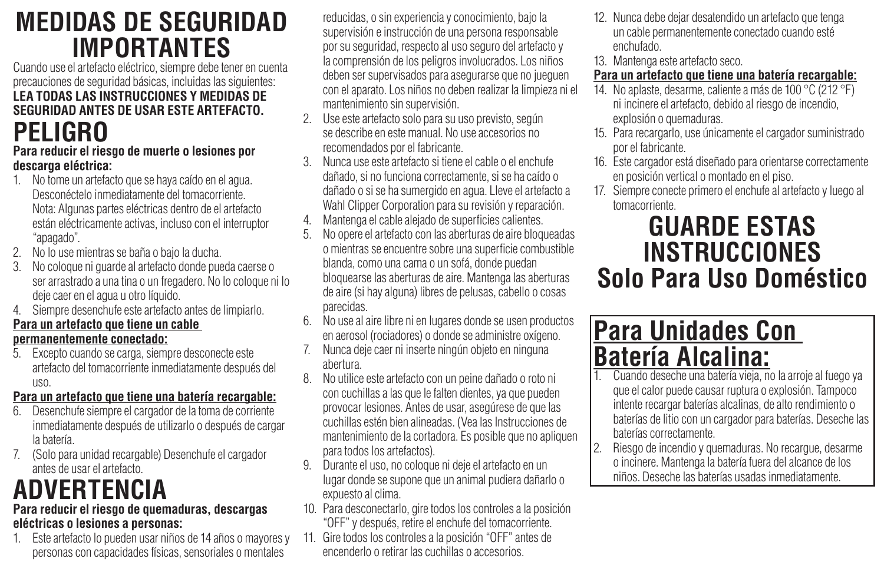# MEDIDAS DE SEGURIDAD IMPORTANTES

Cuando use el artefacto eléctrico, siempre debe tener en cuenta precauciones de seguridad básicas, incluidas las siguientes:

**LEA TODAS LAS INSTRUCCIONES Y MEDIDAS DE SEGURIDAD ANTES DE USAR ESTE ARTEFACTO.**

# PELIGRO

**Para reducir el riesgo de muerte o lesiones por descarga eléctrica:**

1. No tome un artefacto que se haya caído en el agua. Desconéctelo inmediatamente del tomacorriente. Nota: Algunas partes eléctricas dentro de el artefacto están eléctricamente activas, incluso con el interruptor "apagado".
2. No lo use mientras se baña o bajo la ducha.
3. No coloque ni guarde al artefacto donde pueda caerse o ser arrastrado a una tina o un fregadero. No lo coloque ni lo deje caer en el agua u otro líquido.
4. Siempre desenchufe este artefacto antes de limpiarlo.

**<u>Para un artefacto que tiene un cable permanentemente conectado:</u>**

5. Excepto cuando se carga, siempre desconecte este artefacto del tomacorriente inmediatamente después del uso.

**<u>Para un artefacto que tiene una batería recargable:</u>**

6. Desenchufe siempre el cargador de la toma de corriente inmediatamente después de utilizarlo o después de cargar la batería.
7. (Solo para unidad recargable) Desenchufe el cargador antes de usar el artefacto.

# ADVERTENCIA

**Para reducir el riesgo de quemaduras, descargas eléctricas o lesiones a personas:**

1. Este artefacto lo pueden usar niños de 14 años o mayores y personas con capacidades físicas, sensoriales o mentales reducidas, o sin experiencia y conocimiento, bajo la supervisión e instrucción de una persona responsable por su seguridad, respecto al uso seguro del artefacto y la comprensión de los peligros involucrados. Los niños deben ser supervisados para asegurarse que no jueguen con el aparato. Los niños no deben realizar la limpieza ni el mantenimiento sin supervisión.
2. Use este artefacto solo para su uso previsto, según se describe en este manual. No use accesorios no recomendados por el fabricante.
3. Nunca use este artefacto si tiene el cable o el enchufe dañado, si no funciona correctamente, si se ha caído o dañado o si se ha sumergido en agua. Lleve el artefacto a Wahl Clipper Corporation para su revisión y reparación.
4. Mantenga el cable alejado de superficies calientes.
5. No opere el artefacto con las aberturas de aire bloqueadas o mientras se encuentre sobre una superficie combustible blanda, como una cama o un sofá, donde puedan bloquearse las aberturas de aire. Mantenga las aberturas de aire (si hay alguna) libres de pelusas, cabello o cosas parecidas.
6. No use al aire libre ni en lugares donde se usen productos en aerosol (rociadores) o donde se administre oxígeno.
7. Nunca deje caer ni inserte ningún objeto en ninguna abertura.
8. No utilice este artefacto con un peine dañado o roto ni con cuchillas a las que le falten dientes, ya que pueden provocar lesiones. Antes de usar, asegúrese de que las cuchillas estén bien alineadas. (Vea las Instrucciones de mantenimiento de la cortadora. Es posible que no apliquen para todos los artefactos).
9. Durante el uso, no coloque ni deje el artefacto en un lugar donde se supone que un animal pudiera dañarlo o expuesto al clima.
10. Para desconectarlo, gire todos los controles a la posición "OFF" y después, retire el enchufe del tomacorriente.
11. Gire todos los controles a la posición "OFF" antes de encenderlo o retirar las cuchillas o accesorios.
12. Nunca debe dejar desatendido un artefacto que tenga un cable permanentemente conectado cuando esté enchufado.
13. Mantenga este artefacto seco.

**<u>Para un artefacto que tiene una batería recargable:</u>**

14. No aplaste, desarme, caliente a más de 100 °C (212 °F) ni incinere el artefacto, debido al riesgo de incendio, explosión o quemaduras.
15. Para recargarlo, use únicamente el cargador suministrado por el fabricante.
16. Este cargador está diseñado para orientarse correctamente en posición vertical o montado en el piso.
17. Siempre conecte primero el enchufe al artefacto y luego al tomacorriente.

# GUARDE ESTAS INSTRUCCIONES
## Solo Para Uso Doméstico

## <u>Para Unidades Con Batería Alcalina:</u>

1. Cuando deseche una batería vieja, no la arroje al fuego ya que el calor puede causar ruptura o explosión. Tampoco intente recargar baterías alcalinas, de alto rendimiento o baterías de litio con un cargador para baterías. Deseche las baterías correctamente.
2. Riesgo de incendio y quemaduras. No recargue, desarme o incinere. Mantenga la batería fuera del alcance de los niños. Deseche las baterías usadas inmediatamente.